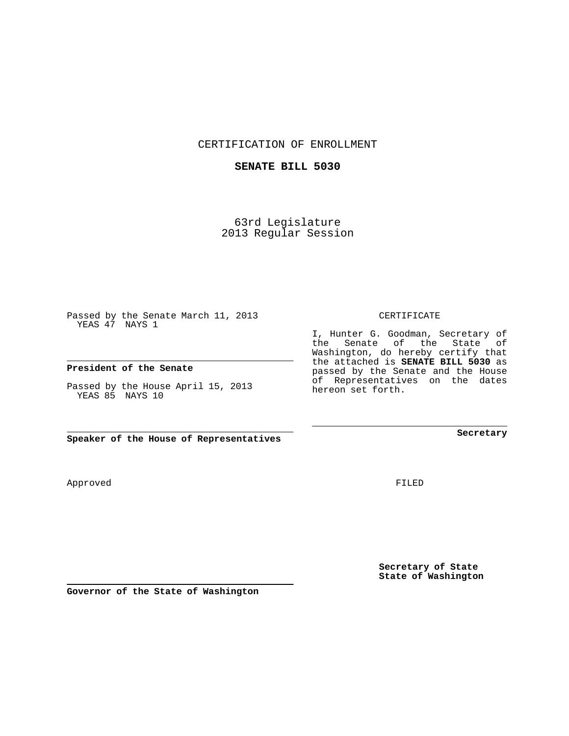CERTIFICATION OF ENROLLMENT

**SENATE BILL 5030**

63rd Legislature
2013 Regular Session

Passed by the Senate March 11, 2013
YEAS 47 NAYS 1

**President of the Senate**

Passed by the House April 15, 2013
YEAS 85 NAYS 10

**Speaker of the House of Representatives**

CERTIFICATE

I, Hunter G. Goodman, Secretary of the Senate of the State of Washington, do hereby certify that the attached is **SENATE BILL 5030** as passed by the Senate and the House of Representatives on the dates hereon set forth.

**Secretary**

Approved

FILED

**Governor of the State of Washington**

**Secretary of State**
**State of Washington**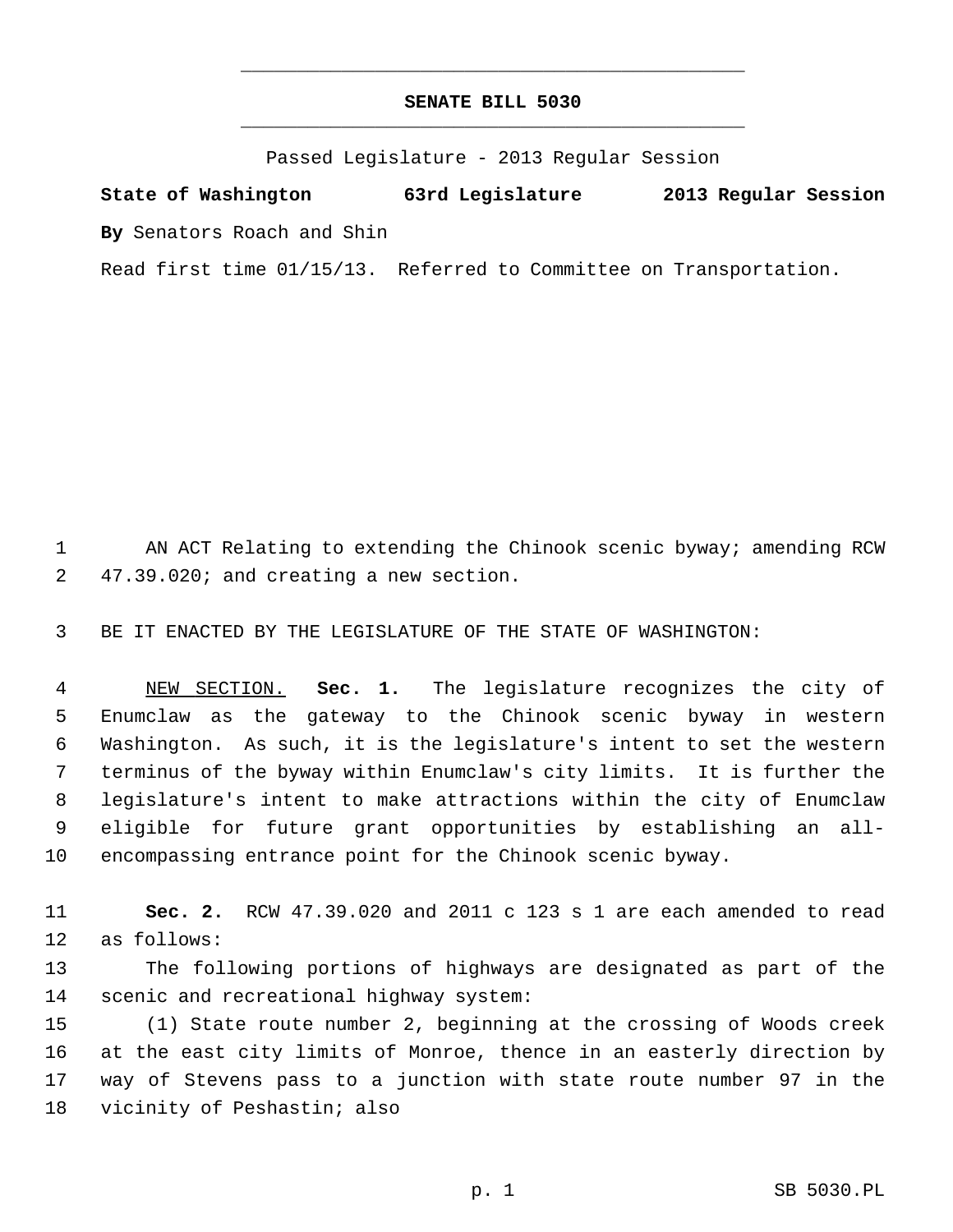# SENATE BILL 5030

Passed Legislature - 2013 Regular Session

**State of Washington 63rd Legislature 2013 Regular Session**

**By** Senators Roach and Shin

Read first time 01/15/13. Referred to Committee on Transportation.

AN ACT Relating to extending the Chinook scenic byway; amending RCW 47.39.020; and creating a new section.

BE IT ENACTED BY THE LEGISLATURE OF THE STATE OF WASHINGTON:

NEW SECTION. **Sec. 1.** The legislature recognizes the city of Enumclaw as the gateway to the Chinook scenic byway in western Washington. As such, it is the legislature's intent to set the western terminus of the byway within Enumclaw's city limits. It is further the legislature's intent to make attractions within the city of Enumclaw eligible for future grant opportunities by establishing an all-encompassing entrance point for the Chinook scenic byway.

**Sec. 2.** RCW 47.39.020 and 2011 c 123 s 1 are each amended to read as follows:

The following portions of highways are designated as part of the scenic and recreational highway system:

(1) State route number 2, beginning at the crossing of Woods creek at the east city limits of Monroe, thence in an easterly direction by way of Stevens pass to a junction with state route number 97 in the vicinity of Peshastin; also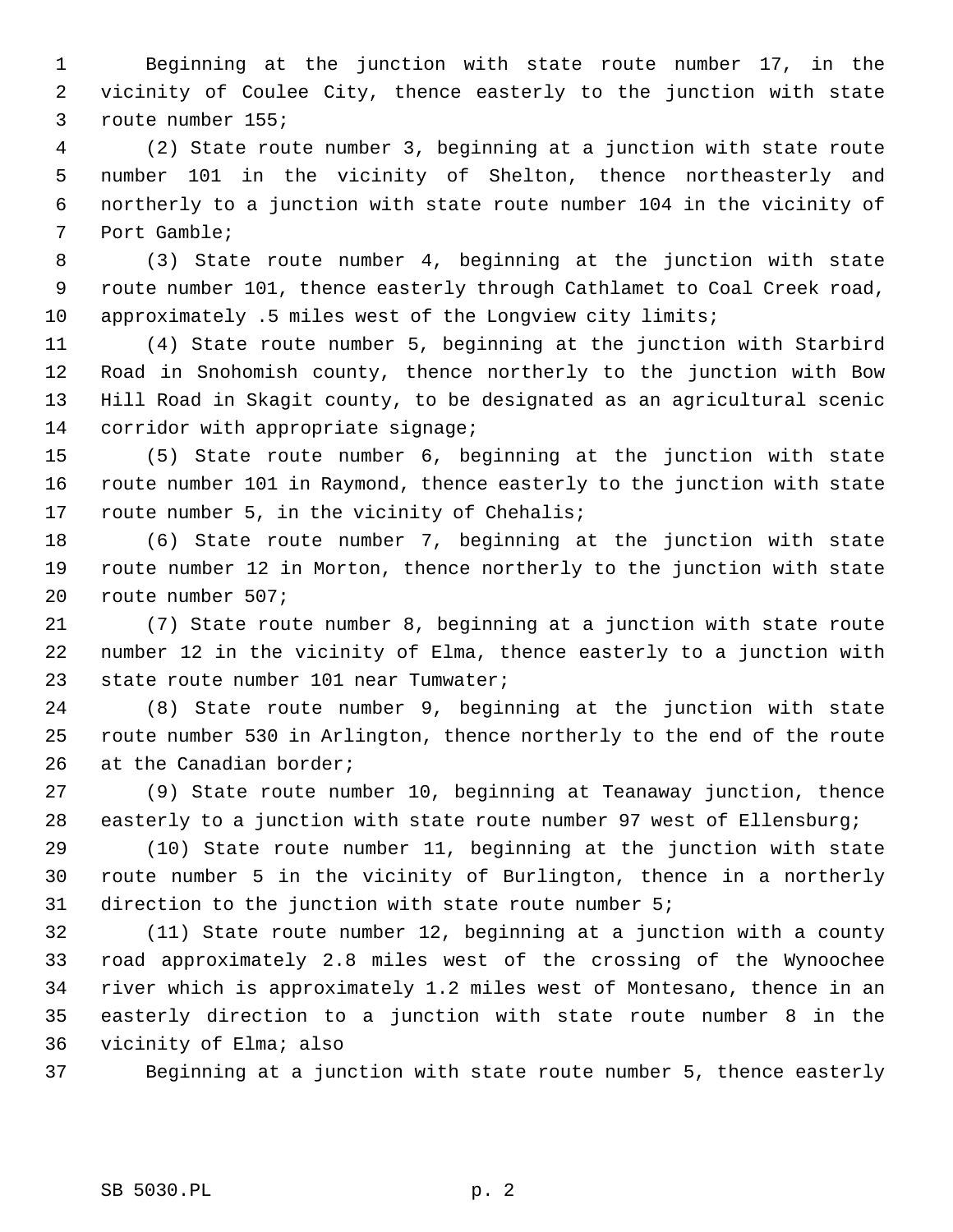Beginning at the junction with state route number 17, in the vicinity of Coulee City, thence easterly to the junction with state route number 155;

(2) State route number 3, beginning at a junction with state route number 101 in the vicinity of Shelton, thence northeasterly and northerly to a junction with state route number 104 in the vicinity of Port Gamble;

(3) State route number 4, beginning at the junction with state route number 101, thence easterly through Cathlamet to Coal Creek road, approximately .5 miles west of the Longview city limits;

(4) State route number 5, beginning at the junction with Starbird Road in Snohomish county, thence northerly to the junction with Bow Hill Road in Skagit county, to be designated as an agricultural scenic corridor with appropriate signage;

(5) State route number 6, beginning at the junction with state route number 101 in Raymond, thence easterly to the junction with state route number 5, in the vicinity of Chehalis;

(6) State route number 7, beginning at the junction with state route number 12 in Morton, thence northerly to the junction with state route number 507;

(7) State route number 8, beginning at a junction with state route number 12 in the vicinity of Elma, thence easterly to a junction with state route number 101 near Tumwater;

(8) State route number 9, beginning at the junction with state route number 530 in Arlington, thence northerly to the end of the route at the Canadian border;

(9) State route number 10, beginning at Teanaway junction, thence easterly to a junction with state route number 97 west of Ellensburg;

(10) State route number 11, beginning at the junction with state route number 5 in the vicinity of Burlington, thence in a northerly direction to the junction with state route number 5;

(11) State route number 12, beginning at a junction with a county road approximately 2.8 miles west of the crossing of the Wynoochee river which is approximately 1.2 miles west of Montesano, thence in an easterly direction to a junction with state route number 8 in the vicinity of Elma; also

Beginning at a junction with state route number 5, thence easterly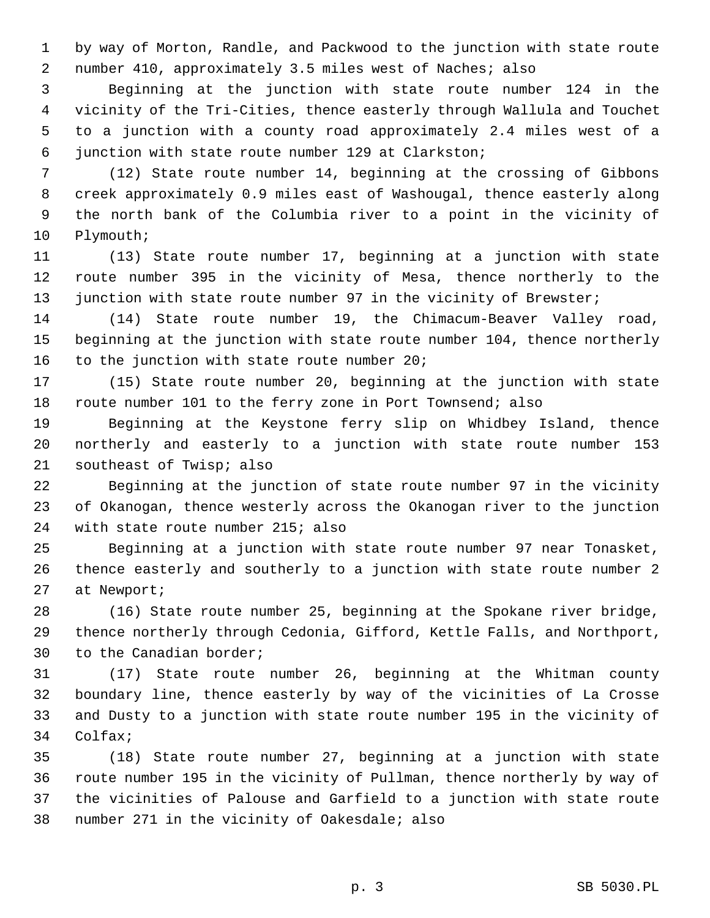by way of Morton, Randle, and Packwood to the junction with state route number 410, approximately 3.5 miles west of Naches; also

Beginning at the junction with state route number 124 in the vicinity of the Tri-Cities, thence easterly through Wallula and Touchet to a junction with a county road approximately 2.4 miles west of a junction with state route number 129 at Clarkston;

(12) State route number 14, beginning at the crossing of Gibbons creek approximately 0.9 miles east of Washougal, thence easterly along the north bank of the Columbia river to a point in the vicinity of Plymouth;

(13) State route number 17, beginning at a junction with state route number 395 in the vicinity of Mesa, thence northerly to the junction with state route number 97 in the vicinity of Brewster;

(14) State route number 19, the Chimacum-Beaver Valley road, beginning at the junction with state route number 104, thence northerly to the junction with state route number 20;

(15) State route number 20, beginning at the junction with state route number 101 to the ferry zone in Port Townsend; also

Beginning at the Keystone ferry slip on Whidbey Island, thence northerly and easterly to a junction with state route number 153 southeast of Twisp; also

Beginning at the junction of state route number 97 in the vicinity of Okanogan, thence westerly across the Okanogan river to the junction with state route number 215; also

Beginning at a junction with state route number 97 near Tonasket, thence easterly and southerly to a junction with state route number 2 at Newport;

(16) State route number 25, beginning at the Spokane river bridge, thence northerly through Cedonia, Gifford, Kettle Falls, and Northport, to the Canadian border;

(17) State route number 26, beginning at the Whitman county boundary line, thence easterly by way of the vicinities of La Crosse and Dusty to a junction with state route number 195 in the vicinity of Colfax;

(18) State route number 27, beginning at a junction with state route number 195 in the vicinity of Pullman, thence northerly by way of the vicinities of Palouse and Garfield to a junction with state route number 271 in the vicinity of Oakesdale; also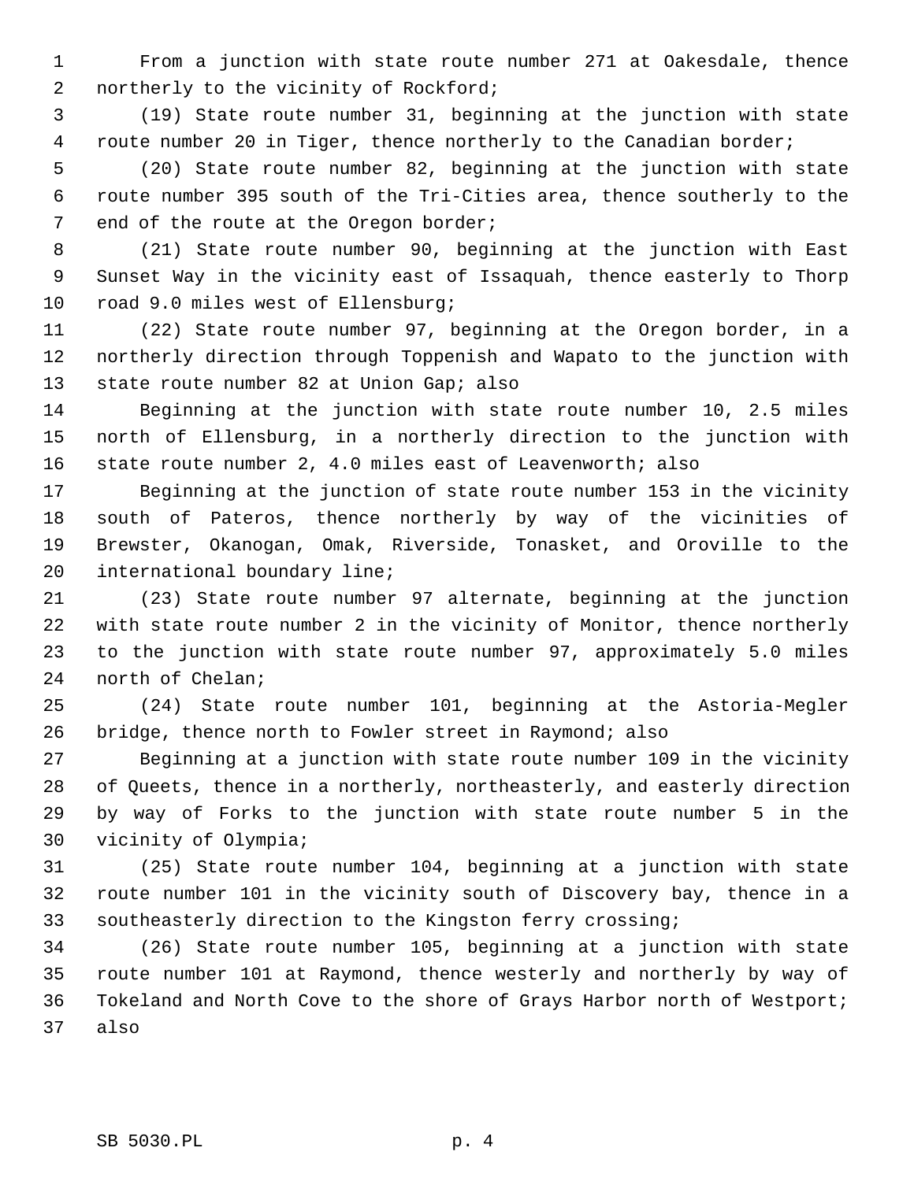From a junction with state route number 271 at Oakesdale, thence northerly to the vicinity of Rockford;

(19) State route number 31, beginning at the junction with state route number 20 in Tiger, thence northerly to the Canadian border;

(20) State route number 82, beginning at the junction with state route number 395 south of the Tri-Cities area, thence southerly to the end of the route at the Oregon border;

(21) State route number 90, beginning at the junction with East Sunset Way in the vicinity east of Issaquah, thence easterly to Thorp road 9.0 miles west of Ellensburg;

(22) State route number 97, beginning at the Oregon border, in a northerly direction through Toppenish and Wapato to the junction with state route number 82 at Union Gap; also

Beginning at the junction with state route number 10, 2.5 miles north of Ellensburg, in a northerly direction to the junction with state route number 2, 4.0 miles east of Leavenworth; also

Beginning at the junction of state route number 153 in the vicinity south of Pateros, thence northerly by way of the vicinities of Brewster, Okanogan, Omak, Riverside, Tonasket, and Oroville to the international boundary line;

(23) State route number 97 alternate, beginning at the junction with state route number 2 in the vicinity of Monitor, thence northerly to the junction with state route number 97, approximately 5.0 miles north of Chelan;

(24) State route number 101, beginning at the Astoria-Megler bridge, thence north to Fowler street in Raymond; also

Beginning at a junction with state route number 109 in the vicinity of Queets, thence in a northerly, northeasterly, and easterly direction by way of Forks to the junction with state route number 5 in the vicinity of Olympia;

(25) State route number 104, beginning at a junction with state route number 101 in the vicinity south of Discovery bay, thence in a southeasterly direction to the Kingston ferry crossing;

(26) State route number 105, beginning at a junction with state route number 101 at Raymond, thence westerly and northerly by way of Tokeland and North Cove to the shore of Grays Harbor north of Westport; also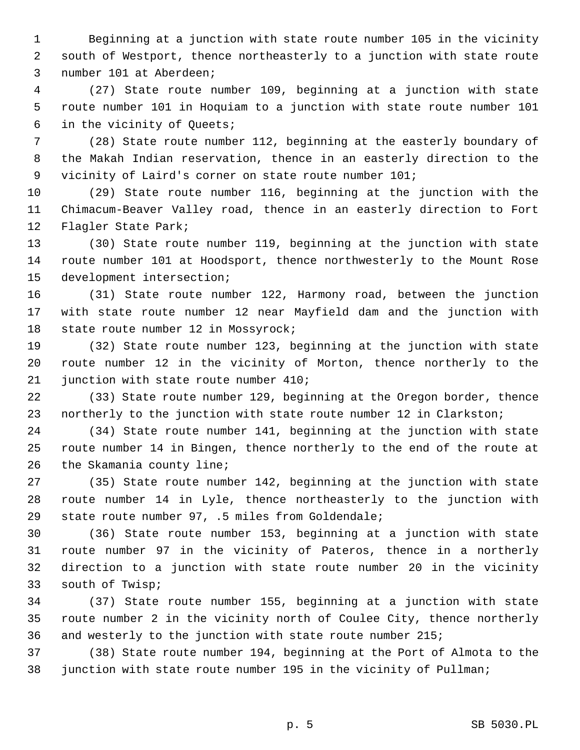Beginning at a junction with state route number 105 in the vicinity south of Westport, thence northeasterly to a junction with state route number 101 at Aberdeen;

(27) State route number 109, beginning at a junction with state route number 101 in Hoquiam to a junction with state route number 101 in the vicinity of Queets;

(28) State route number 112, beginning at the easterly boundary of the Makah Indian reservation, thence in an easterly direction to the vicinity of Laird's corner on state route number 101;

(29) State route number 116, beginning at the junction with the Chimacum-Beaver Valley road, thence in an easterly direction to Fort Flagler State Park;

(30) State route number 119, beginning at the junction with state route number 101 at Hoodsport, thence northwesterly to the Mount Rose development intersection;

(31) State route number 122, Harmony road, between the junction with state route number 12 near Mayfield dam and the junction with state route number 12 in Mossyrock;

(32) State route number 123, beginning at the junction with state route number 12 in the vicinity of Morton, thence northerly to the junction with state route number 410;

(33) State route number 129, beginning at the Oregon border, thence northerly to the junction with state route number 12 in Clarkston;

(34) State route number 141, beginning at the junction with state route number 14 in Bingen, thence northerly to the end of the route at the Skamania county line;

(35) State route number 142, beginning at the junction with state route number 14 in Lyle, thence northeasterly to the junction with state route number 97, .5 miles from Goldendale;

(36) State route number 153, beginning at a junction with state route number 97 in the vicinity of Pateros, thence in a northerly direction to a junction with state route number 20 in the vicinity south of Twisp;

(37) State route number 155, beginning at a junction with state route number 2 in the vicinity north of Coulee City, thence northerly and westerly to the junction with state route number 215;

(38) State route number 194, beginning at the Port of Almota to the junction with state route number 195 in the vicinity of Pullman;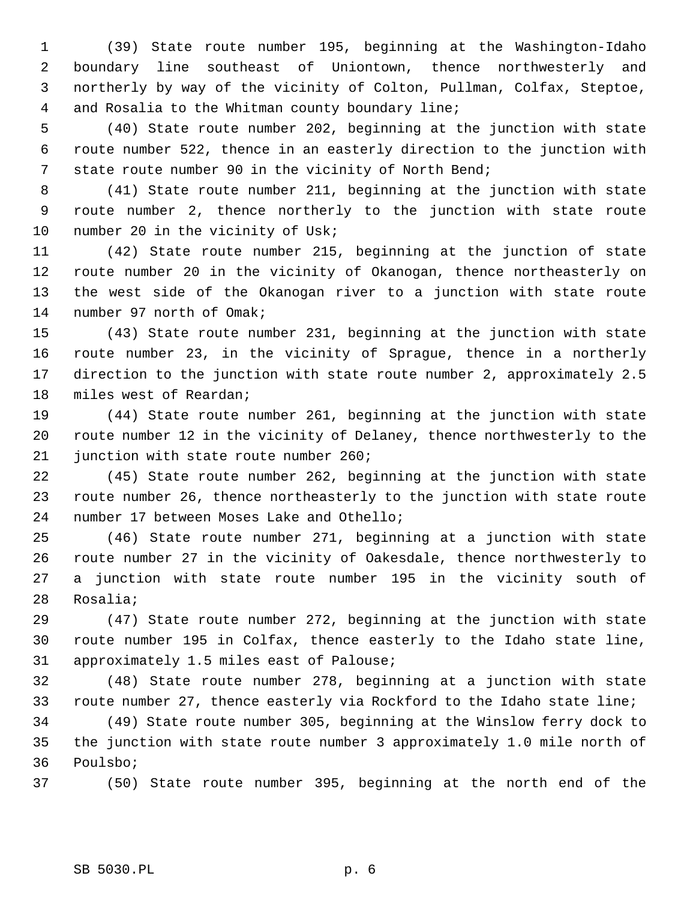(39) State route number 195, beginning at the Washington-Idaho boundary line southeast of Uniontown, thence northwesterly and northerly by way of the vicinity of Colton, Pullman, Colfax, Steptoe, and Rosalia to the Whitman county boundary line;

(40) State route number 202, beginning at the junction with state route number 522, thence in an easterly direction to the junction with state route number 90 in the vicinity of North Bend;

(41) State route number 211, beginning at the junction with state route number 2, thence northerly to the junction with state route number 20 in the vicinity of Usk;

(42) State route number 215, beginning at the junction of state route number 20 in the vicinity of Okanogan, thence northeasterly on the west side of the Okanogan river to a junction with state route number 97 north of Omak;

(43) State route number 231, beginning at the junction with state route number 23, in the vicinity of Sprague, thence in a northerly direction to the junction with state route number 2, approximately 2.5 miles west of Reardan;

(44) State route number 261, beginning at the junction with state route number 12 in the vicinity of Delaney, thence northwesterly to the junction with state route number 260;

(45) State route number 262, beginning at the junction with state route number 26, thence northeasterly to the junction with state route number 17 between Moses Lake and Othello;

(46) State route number 271, beginning at a junction with state route number 27 in the vicinity of Oakesdale, thence northwesterly to a junction with state route number 195 in the vicinity south of Rosalia;

(47) State route number 272, beginning at the junction with state route number 195 in Colfax, thence easterly to the Idaho state line, approximately 1.5 miles east of Palouse;

(48) State route number 278, beginning at a junction with state route number 27, thence easterly via Rockford to the Idaho state line;

(49) State route number 305, beginning at the Winslow ferry dock to the junction with state route number 3 approximately 1.0 mile north of Poulsbo;

(50) State route number 395, beginning at the north end of the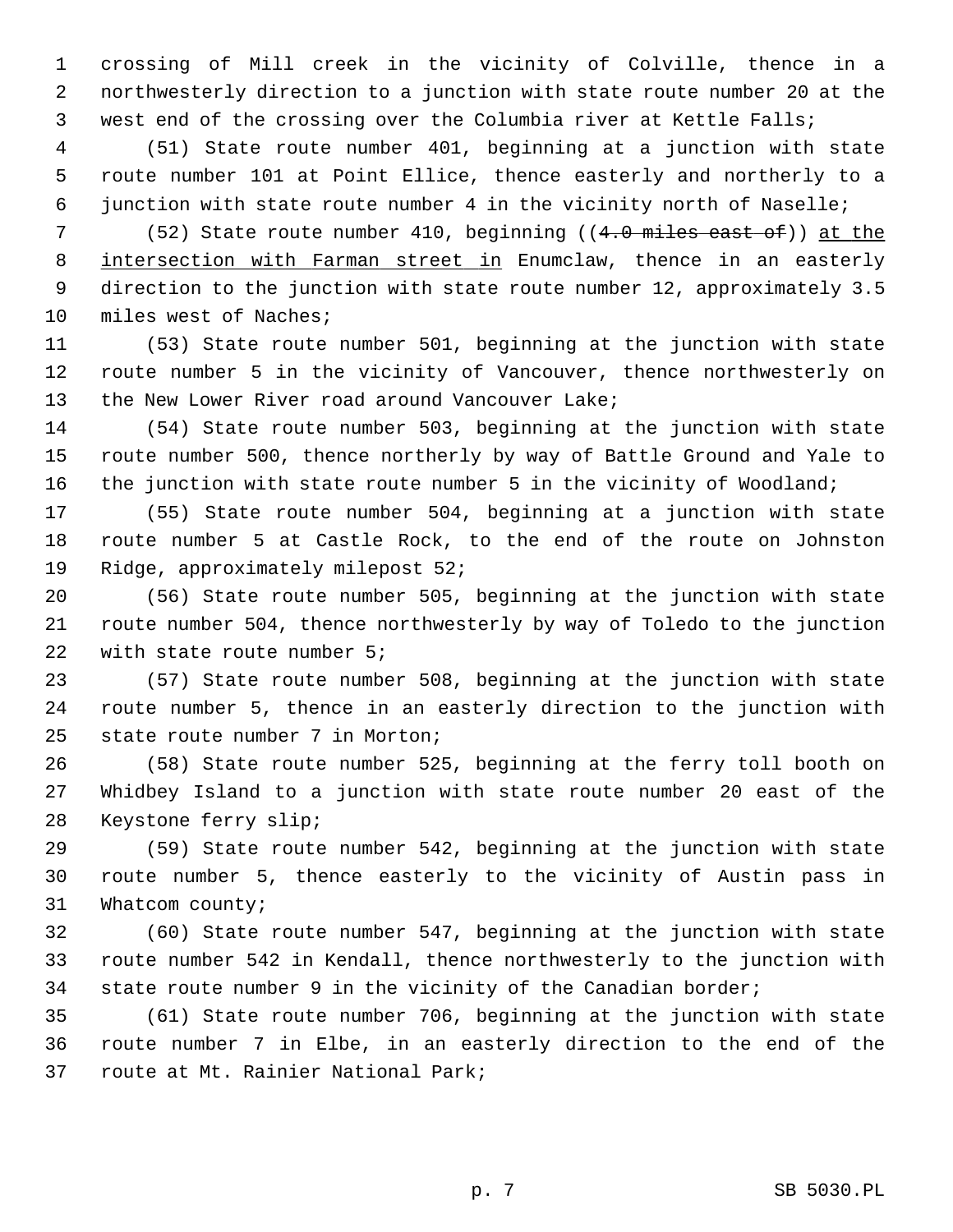crossing of Mill creek in the vicinity of Colville, thence in a northwesterly direction to a junction with state route number 20 at the west end of the crossing over the Columbia river at Kettle Falls;

(51) State route number 401, beginning at a junction with state route number 101 at Point Ellice, thence easterly and northerly to a junction with state route number 4 in the vicinity north of Naselle;

(52) State route number 410, beginning ((~~4.0 miles east of~~)) <u>at the intersection with Farman street in</u> Enumclaw, thence in an easterly direction to the junction with state route number 12, approximately 3.5 miles west of Naches;

(53) State route number 501, beginning at the junction with state route number 5 in the vicinity of Vancouver, thence northwesterly on the New Lower River road around Vancouver Lake;

(54) State route number 503, beginning at the junction with state route number 500, thence northerly by way of Battle Ground and Yale to the junction with state route number 5 in the vicinity of Woodland;

(55) State route number 504, beginning at a junction with state route number 5 at Castle Rock, to the end of the route on Johnston Ridge, approximately milepost 52;

(56) State route number 505, beginning at the junction with state route number 504, thence northwesterly by way of Toledo to the junction with state route number 5;

(57) State route number 508, beginning at the junction with state route number 5, thence in an easterly direction to the junction with state route number 7 in Morton;

(58) State route number 525, beginning at the ferry toll booth on Whidbey Island to a junction with state route number 20 east of the Keystone ferry slip;

(59) State route number 542, beginning at the junction with state route number 5, thence easterly to the vicinity of Austin pass in Whatcom county;

(60) State route number 547, beginning at the junction with state route number 542 in Kendall, thence northwesterly to the junction with state route number 9 in the vicinity of the Canadian border;

(61) State route number 706, beginning at the junction with state route number 7 in Elbe, in an easterly direction to the end of the route at Mt. Rainier National Park;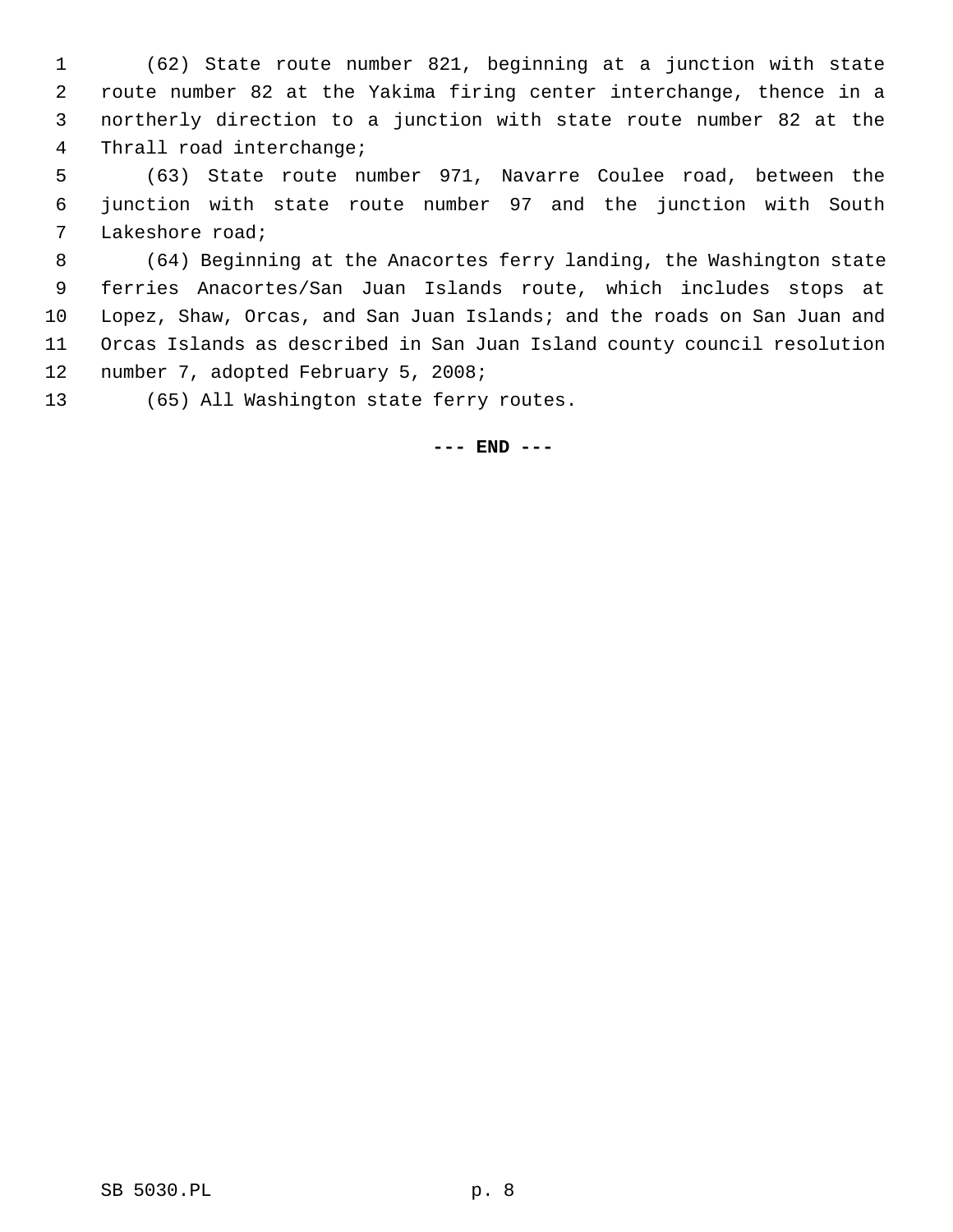(62) State route number 821, beginning at a junction with state route number 82 at the Yakima firing center interchange, thence in a northerly direction to a junction with state route number 82 at the Thrall road interchange;

(63) State route number 971, Navarre Coulee road, between the junction with state route number 97 and the junction with South Lakeshore road;

(64) Beginning at the Anacortes ferry landing, the Washington state ferries Anacortes/San Juan Islands route, which includes stops at Lopez, Shaw, Orcas, and San Juan Islands; and the roads on San Juan and Orcas Islands as described in San Juan Island county council resolution number 7, adopted February 5, 2008;

(65) All Washington state ferry routes.

**--- END ---**